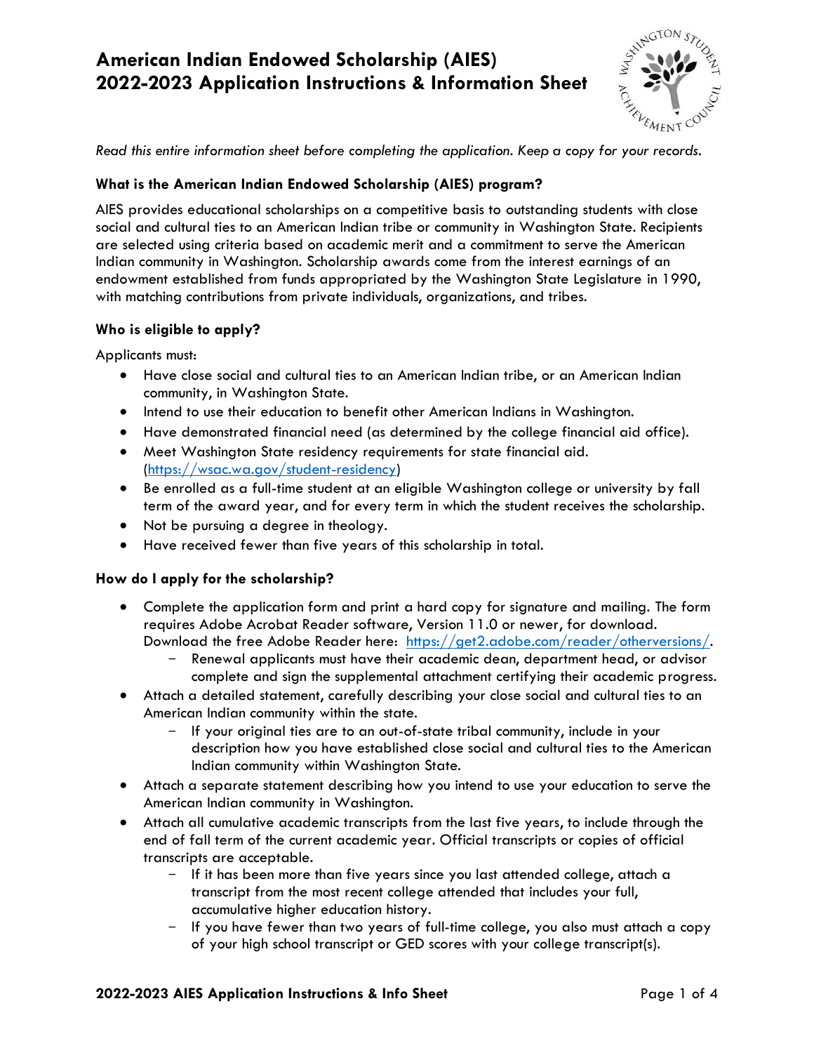# American Indian Endowed Scholarship (AIES) 2022-2023 Application Instructions & Information Sheet

*Read this entire information sheet before completing the application. Keep a copy for your records.*

### What is the American Indian Endowed Scholarship (AIES) program?

AIES provides educational scholarships on a competitive basis to outstanding students with close social and cultural ties to an American Indian tribe or community in Washington State. Recipients are selected using criteria based on academic merit and a commitment to serve the American Indian community in Washington. Scholarship awards come from the interest earnings of an endowment established from funds appropriated by the Washington State Legislature in 1990, with matching contributions from private individuals, organizations, and tribes.

### Who is eligible to apply?

Applicants must:

- Have close social and cultural ties to an American Indian tribe, or an American Indian community, in Washington State.
- Intend to use their education to benefit other American Indians in Washington.
- Have demonstrated financial need (as determined by the college financial aid office).
- Meet Washington State residency requirements for state financial aid. (https://wsac.wa.gov/student-residency)
- Be enrolled as a full-time student at an eligible Washington college or university by fall term of the award year, and for every term in which the student receives the scholarship.
- Not be pursuing a degree in theology.
- Have received fewer than five years of this scholarship in total.

### How do I apply for the scholarship?

- Complete the application form and print a hard copy for signature and mailing. The form requires Adobe Acrobat Reader software, Version 11.0 or newer, for download. Download the free Adobe Reader here: https://get2.adobe.com/reader/otherversions/.
  - Renewal applicants must have their academic dean, department head, or advisor complete and sign the supplemental attachment certifying their academic progress.
- Attach a detailed statement, carefully describing your close social and cultural ties to an American Indian community within the state.
  - If your original ties are to an out-of-state tribal community, include in your description how you have established close social and cultural ties to the American Indian community within Washington State.
- Attach a separate statement describing how you intend to use your education to serve the American Indian community in Washington.
- Attach all cumulative academic transcripts from the last five years, to include through the end of fall term of the current academic year. Official transcripts or copies of official transcripts are acceptable.
  - If it has been more than five years since you last attended college, attach a transcript from the most recent college attended that includes your full, accumulative higher education history.
  - If you have fewer than two years of full-time college, you also must attach a copy of your high school transcript or GED scores with your college transcript(s).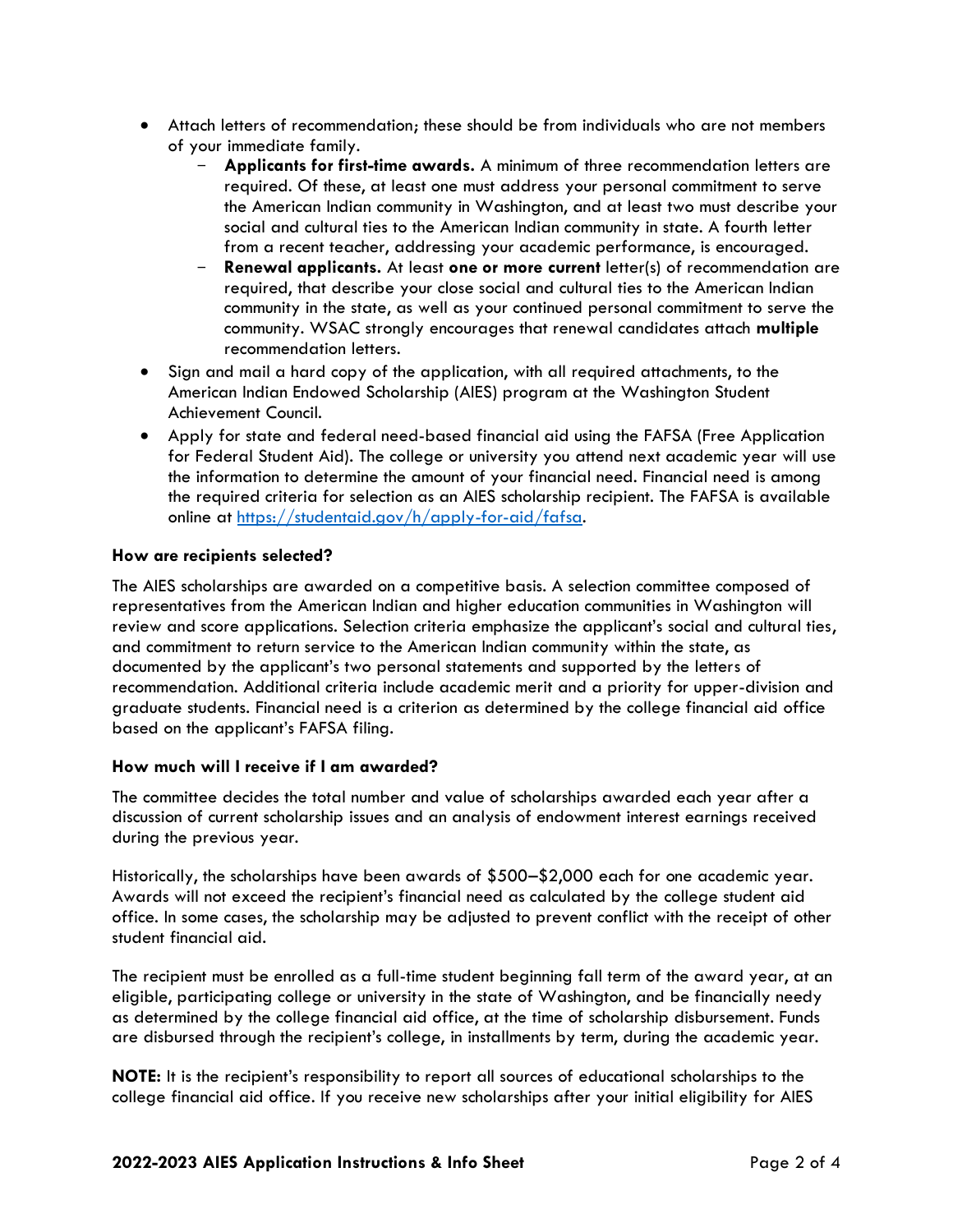- Attach letters of recommendation; these should be from individuals who are not members of your immediate family.
  - **Applicants for first-time awards.** A minimum of three recommendation letters are required. Of these, at least one must address your personal commitment to serve the American Indian community in Washington, and at least two must describe your social and cultural ties to the American Indian community in state. A fourth letter from a recent teacher, addressing your academic performance, is encouraged.
  - **Renewal applicants.** At least **one or more current** letter(s) of recommendation are required, that describe your close social and cultural ties to the American Indian community in the state, as well as your continued personal commitment to serve the community. WSAC strongly encourages that renewal candidates attach **multiple** recommendation letters.
- Sign and mail a hard copy of the application, with all required attachments, to the American Indian Endowed Scholarship (AIES) program at the Washington Student Achievement Council.
- Apply for state and federal need-based financial aid using the FAFSA (Free Application for Federal Student Aid). The college or university you attend next academic year will use the information to determine the amount of your financial need. Financial need is among the required criteria for selection as an AIES scholarship recipient. The FAFSA is available online at [https://studentaid.gov/h/apply-for-aid/fafsa](https://studentaid.gov/h/apply-for-aid/fafsa).

**How are recipients selected?**

The AIES scholarships are awarded on a competitive basis. A selection committee composed of representatives from the American Indian and higher education communities in Washington will review and score applications. Selection criteria emphasize the applicant's social and cultural ties, and commitment to return service to the American Indian community within the state, as documented by the applicant's two personal statements and supported by the letters of recommendation. Additional criteria include academic merit and a priority for upper-division and graduate students. Financial need is a criterion as determined by the college financial aid office based on the applicant's FAFSA filing.

**How much will I receive if I am awarded?**

The committee decides the total number and value of scholarships awarded each year after a discussion of current scholarship issues and an analysis of endowment interest earnings received during the previous year.

Historically, the scholarships have been awards of $500–$2,000 each for one academic year. Awards will not exceed the recipient's financial need as calculated by the college student aid office. In some cases, the scholarship may be adjusted to prevent conflict with the receipt of other student financial aid.

The recipient must be enrolled as a full-time student beginning fall term of the award year, at an eligible, participating college or university in the state of Washington, and be financially needy as determined by the college financial aid office, at the time of scholarship disbursement. Funds are disbursed through the recipient's college, in installments by term, during the academic year.

**NOTE:** It is the recipient's responsibility to report all sources of educational scholarships to the college financial aid office. If you receive new scholarships after your initial eligibility for AIES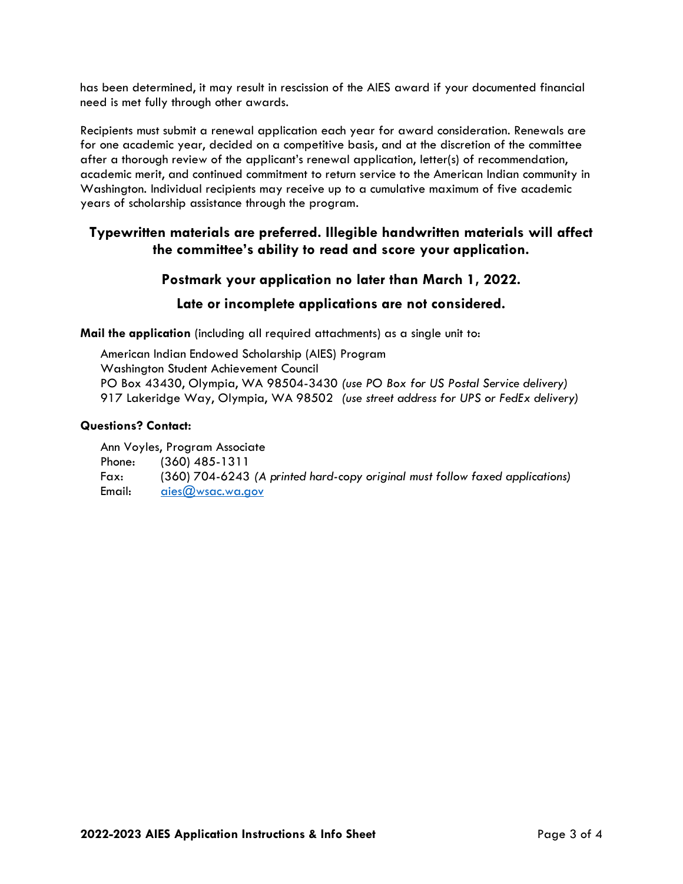has been determined, it may result in rescission of the AIES award if your documented financial need is met fully through other awards.

Recipients must submit a renewal application each year for award consideration. Renewals are for one academic year, decided on a competitive basis, and at the discretion of the committee after a thorough review of the applicant's renewal application, letter(s) of recommendation, academic merit, and continued commitment to return service to the American Indian community in Washington. Individual recipients may receive up to a cumulative maximum of five academic years of scholarship assistance through the program.

**Typewritten materials are preferred. Illegible handwritten materials will affect the committee's ability to read and score your application.**

**Postmark your application no later than March 1, 2022.**

**Late or incomplete applications are not considered.**

**Mail the application** (including all required attachments) as a single unit to:

American Indian Endowed Scholarship (AIES) Program
Washington Student Achievement Council
PO Box 43430, Olympia, WA 98504-3430 *(use PO Box for US Postal Service delivery)*
917 Lakeridge Way, Olympia, WA 98502 *(use street address for UPS or FedEx delivery)*

**Questions? Contact:**

Ann Voyles, Program Associate
Phone: (360) 485-1311
Fax: (360) 704-6243 *(A printed hard-copy original must follow faxed applications)*
Email: aies@wsac.wa.gov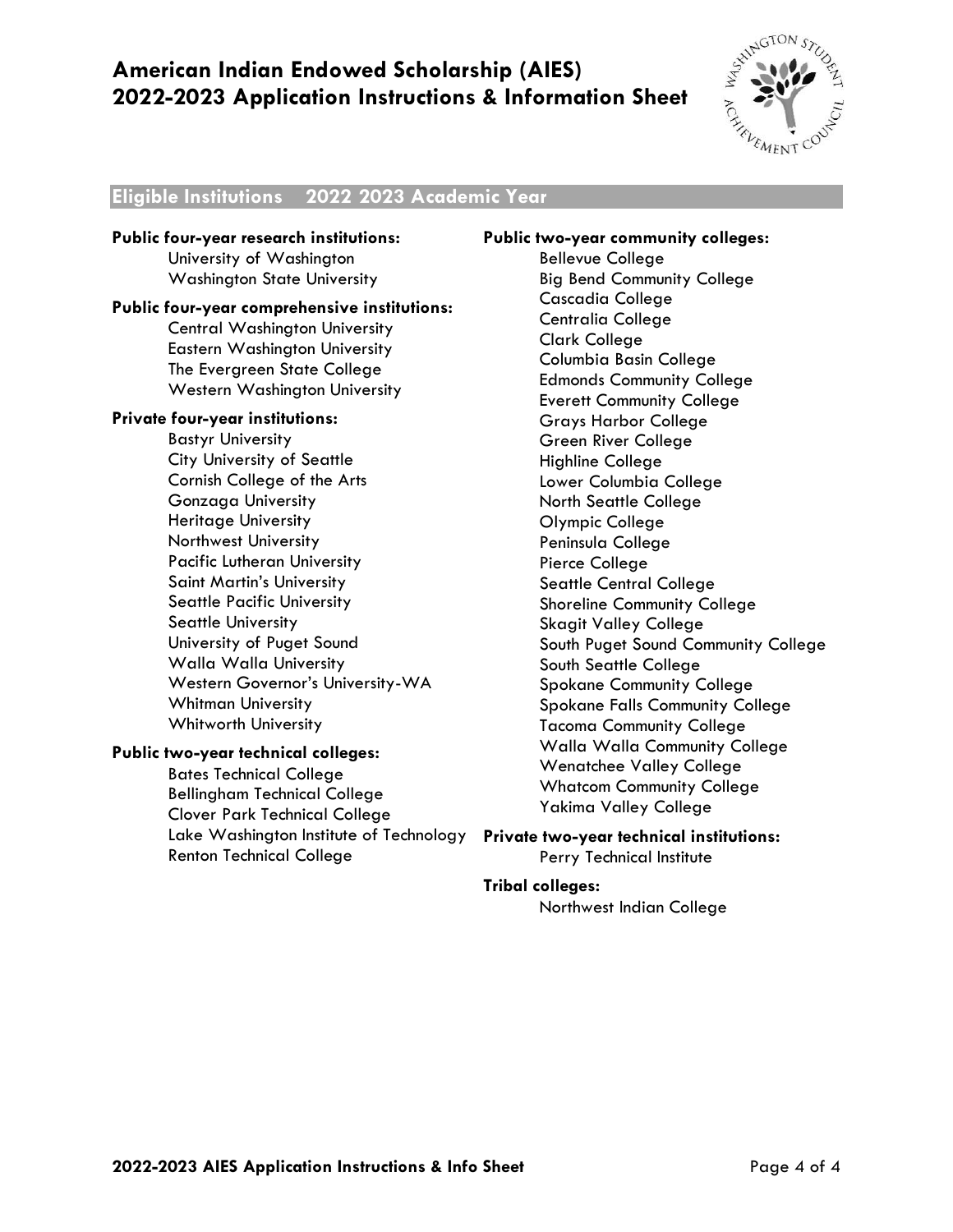# American Indian Endowed Scholarship (AIES) 2022-2023 Application Instructions & Information Sheet

## Eligible Institutions 2022 2023 Academic Year

**Public four-year research institutions:**
- University of Washington
- Washington State University

**Public four-year comprehensive institutions:**
- Central Washington University
- Eastern Washington University
- The Evergreen State College
- Western Washington University

**Private four-year institutions:**
- Bastyr University
- City University of Seattle
- Cornish College of the Arts
- Gonzaga University
- Heritage University
- Northwest University
- Pacific Lutheran University
- Saint Martin's University
- Seattle Pacific University
- Seattle University
- University of Puget Sound
- Walla Walla University
- Western Governor's University-WA
- Whitman University
- Whitworth University

**Public two-year technical colleges:**
- Bates Technical College
- Bellingham Technical College
- Clover Park Technical College
- Lake Washington Institute of Technology
- Renton Technical College

**Public two-year community colleges:**
- Bellevue College
- Big Bend Community College
- Cascadia College
- Centralia College
- Clark College
- Columbia Basin College
- Edmonds Community College
- Everett Community College
- Grays Harbor College
- Green River College
- Highline College
- Lower Columbia College
- North Seattle College
- Olympic College
- Peninsula College
- Pierce College
- Seattle Central College
- Shoreline Community College
- Skagit Valley College
- South Puget Sound Community College
- South Seattle College
- Spokane Community College
- Spokane Falls Community College
- Tacoma Community College
- Walla Walla Community College
- Wenatchee Valley College
- Whatcom Community College
- Yakima Valley College

**Private two-year technical institutions:**
- Perry Technical Institute

**Tribal colleges:**
- Northwest Indian College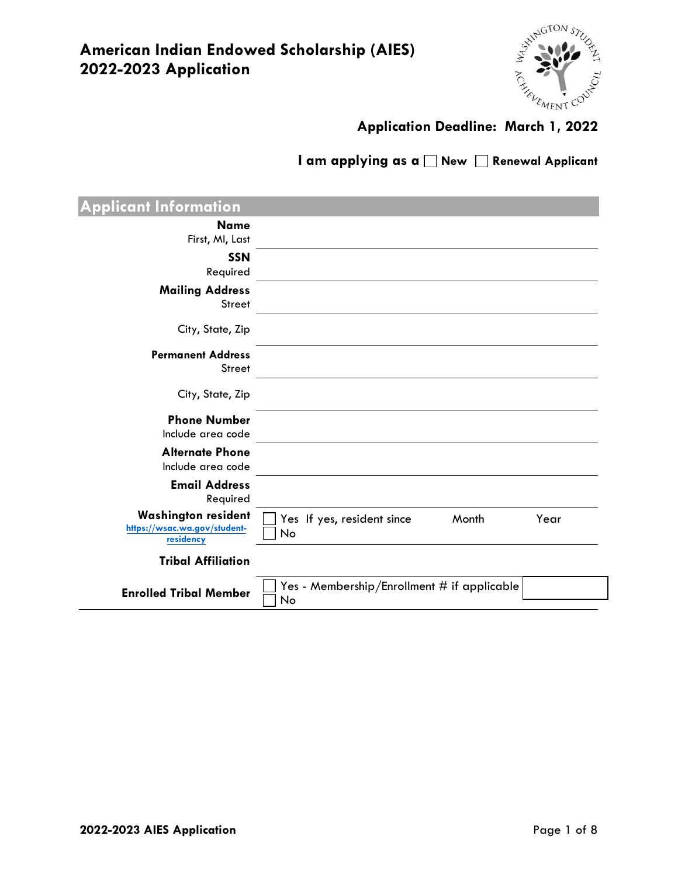# American Indian Endowed Scholarship (AIES) 2022-2023 Application

**Application Deadline: March 1, 2022**

**I am applying as a** ☐ **New** ☐ **Renewal Applicant**

## Applicant Information

| | |
|---|---|
| **Name** First, MI, Last | |
| **SSN** Required | |
| **Mailing Address** Street | |
| City, State, Zip | |
| **Permanent Address** Street | |
| City, State, Zip | |
| **Phone Number** Include area code | |
| **Alternate Phone** Include area code | |
| **Email Address** Required | |
| **Washington resident** [https://wsac.wa.gov/student-residency](https://wsac.wa.gov/student-residency) | ☐ Yes If yes, resident since Month Year<br>☐ No |
| **Tribal Affiliation** | |
| **Enrolled Tribal Member** | ☐ Yes - Membership/Enrollment # if applicable<br>☐ No |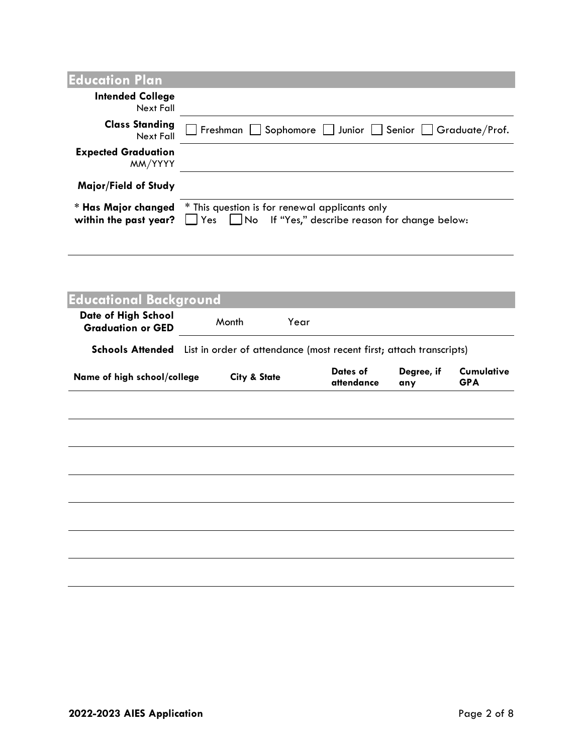## Education Plan

| | |
|---|---|
| **Intended College** Next Fall | |
| **Class Standing** Next Fall | ☐ Freshman ☐ Sophomore ☐ Junior ☐ Senior ☐ Graduate/Prof. |
| **Expected Graduation** MM/YYYY | |
| **Major/Field of Study** | |
| * **Has Major changed within the past year?** | * This question is for renewal applicants only ☐ Yes ☐ No If "Yes," describe reason for change below: |

## Educational Background

| | | |
|---|---|---|
| **Date of High School Graduation or GED** | Month | Year |

**Schools Attended** List in order of attendance (most recent first; attach transcripts)

| Name of high school/college | City & State | Dates of attendance | Degree, if any | Cumulative GPA |
|---|---|---|---|---|
| | | | | |
| | | | | |
| | | | | |
| | | | | |
| | | | | |
| | | | | |
| | | | | |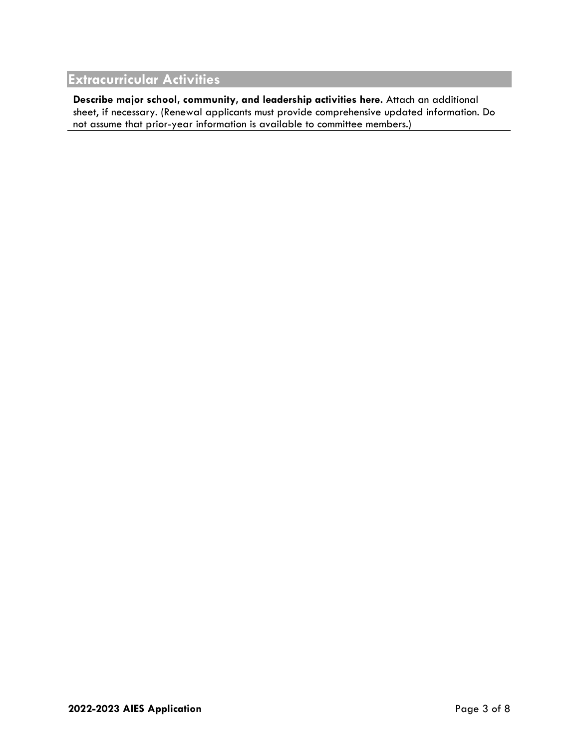## Extracurricular Activities

**Describe major school, community, and leadership activities here.** Attach an additional sheet, if necessary. (Renewal applicants must provide comprehensive updated information. Do not assume that prior-year information is available to committee members.)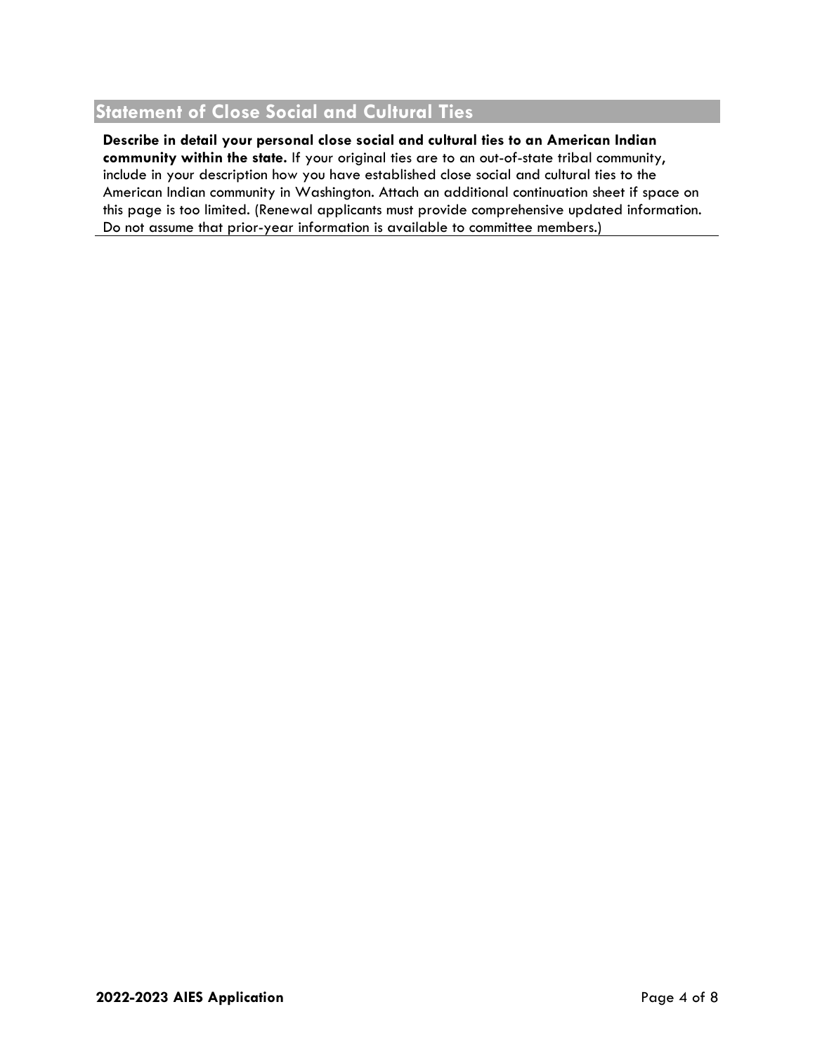## Statement of Close Social and Cultural Ties

**Describe in detail your personal close social and cultural ties to an American Indian community within the state.** If your original ties are to an out-of-state tribal community, include in your description how you have established close social and cultural ties to the American Indian community in Washington. Attach an additional continuation sheet if space on this page is too limited. (Renewal applicants must provide comprehensive updated information. Do not assume that prior-year information is available to committee members.)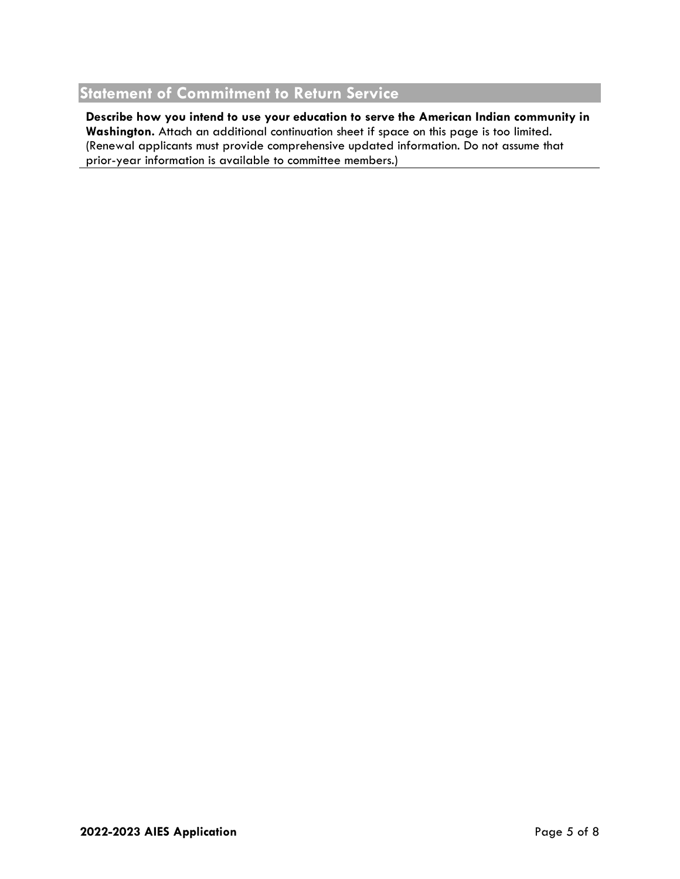## Statement of Commitment to Return Service

**Describe how you intend to use your education to serve the American Indian community in Washington.** Attach an additional continuation sheet if space on this page is too limited. (Renewal applicants must provide comprehensive updated information. Do not assume that prior-year information is available to committee members.)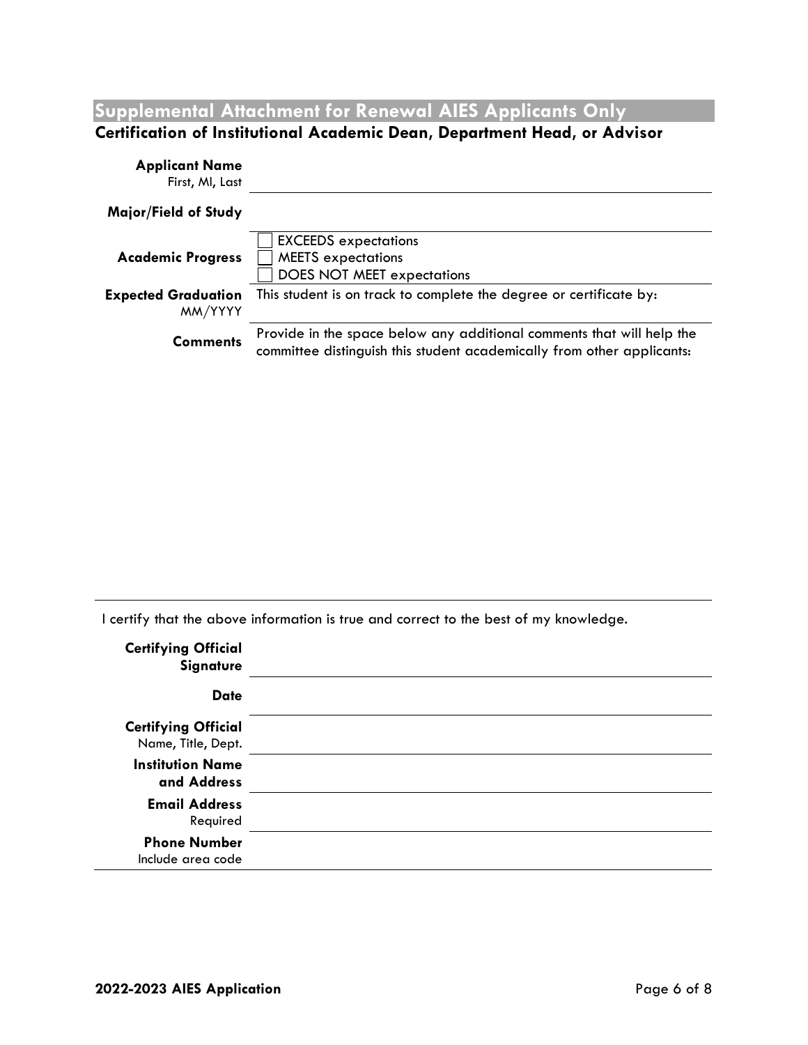## Supplemental Attachment for Renewal AIES Applicants Only

### Certification of Institutional Academic Dean, Department Head, or Advisor

| | |
|---|---|
| **Applicant Name** First, MI, Last | |
| **Major/Field of Study** | |
| **Academic Progress** | ☐ EXCEEDS expectations<br>☐ MEETS expectations<br>☐ DOES NOT MEET expectations |
| **Expected Graduation** MM/YYYY | This student is on track to complete the degree or certificate by: |
| **Comments** | Provide in the space below any additional comments that will help the committee distinguish this student academically from other applicants: |

I certify that the above information is true and correct to the best of my knowledge.

| | |
|---|---|
| **Certifying Official Signature** | |
| **Date** | |
| **Certifying Official** Name, Title, Dept. | |
| **Institution Name and Address** | |
| **Email Address** Required | |
| **Phone Number** Include area code | |

**2022-2023 AIES Application**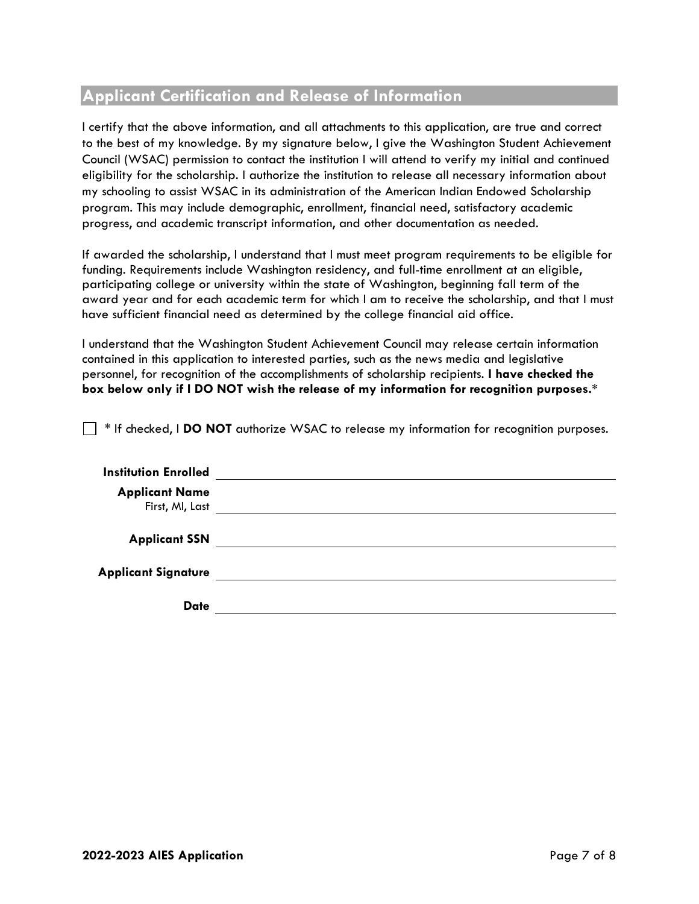## Applicant Certification and Release of Information

I certify that the above information, and all attachments to this application, are true and correct to the best of my knowledge. By my signature below, I give the Washington Student Achievement Council (WSAC) permission to contact the institution I will attend to verify my initial and continued eligibility for the scholarship. I authorize the institution to release all necessary information about my schooling to assist WSAC in its administration of the American Indian Endowed Scholarship program. This may include demographic, enrollment, financial need, satisfactory academic progress, and academic transcript information, and other documentation as needed.

If awarded the scholarship, I understand that I must meet program requirements to be eligible for funding. Requirements include Washington residency, and full-time enrollment at an eligible, participating college or university within the state of Washington, beginning fall term of the award year and for each academic term for which I am to receive the scholarship, and that I must have sufficient financial need as determined by the college financial aid office.

I understand that the Washington Student Achievement Council may release certain information contained in this application to interested parties, such as the news media and legislative personnel, for recognition of the accomplishments of scholarship recipients. **I have checked the box below only if I DO NOT wish the release of my information for recognition purposes.***

☐ * If checked, I **DO NOT** authorize WSAC to release my information for recognition purposes.

**Institution Enrolled** ____________________

**Applicant Name**
First, MI, Last ____________________

**Applicant SSN** ____________________

**Applicant Signature** ____________________

**Date** ____________________

**2022-2023 AIES Application**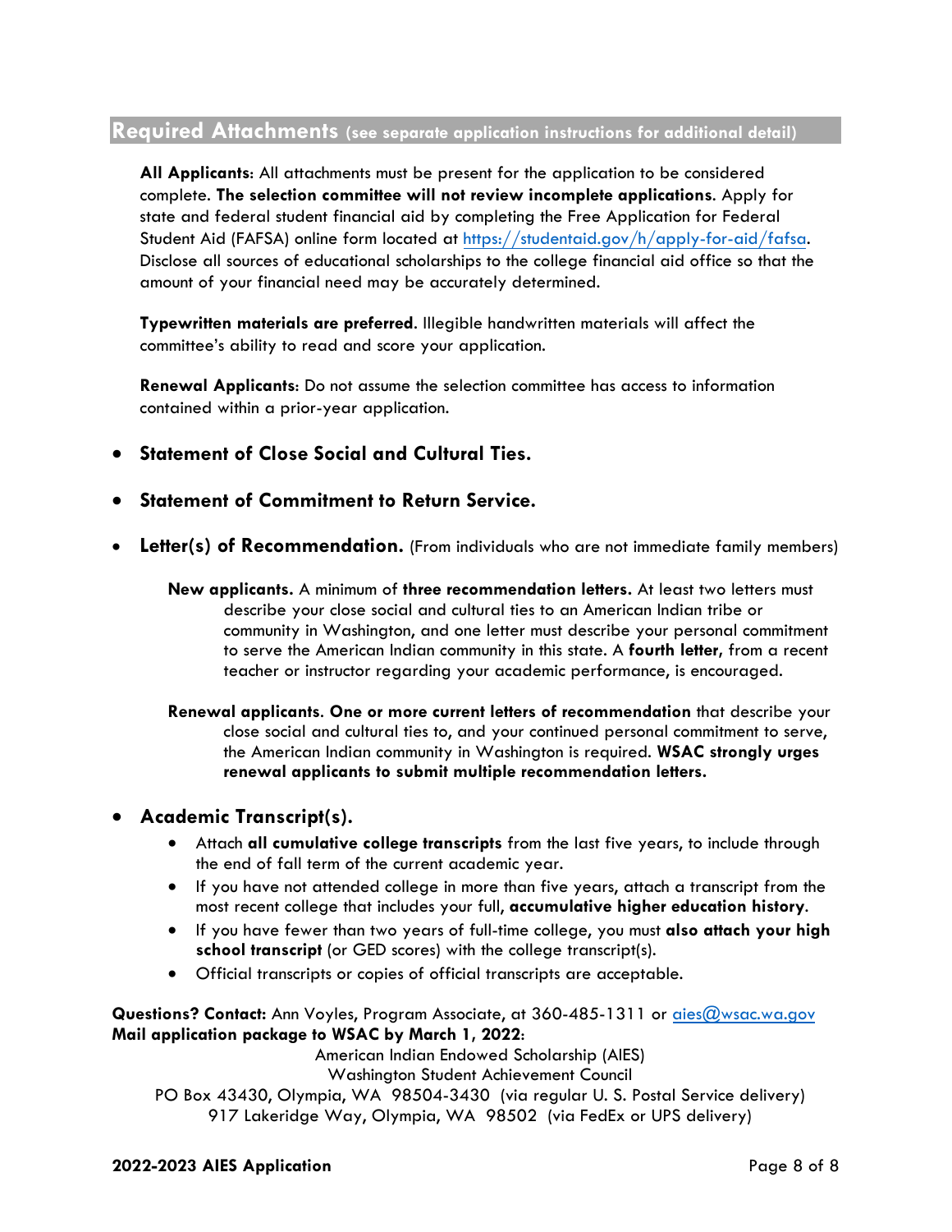## Required Attachments (see separate application instructions for additional detail)

**All Applicants**: All attachments must be present for the application to be considered complete. **The selection committee will not review incomplete applications**. Apply for state and federal student financial aid by completing the Free Application for Federal Student Aid (FAFSA) online form located at https://studentaid.gov/h/apply-for-aid/fafsa. Disclose all sources of educational scholarships to the college financial aid office so that the amount of your financial need may be accurately determined.

**Typewritten materials are preferred**. Illegible handwritten materials will affect the committee's ability to read and score your application.

**Renewal Applicants**: Do not assume the selection committee has access to information contained within a prior-year application.

- **Statement of Close Social and Cultural Ties.**
- **Statement of Commitment to Return Service.**
- **Letter(s) of Recommendation.** (From individuals who are not immediate family members)

  **New applicants.** A minimum of **three recommendation letters.** At least two letters must describe your close social and cultural ties to an American Indian tribe or community in Washington, and one letter must describe your personal commitment to serve the American Indian community in this state. A **fourth letter**, from a recent teacher or instructor regarding your academic performance, is encouraged.

  **Renewal applicants. One or more current letters of recommendation** that describe your close social and cultural ties to, and your continued personal commitment to serve, the American Indian community in Washington is required. **WSAC strongly urges renewal applicants to submit multiple recommendation letters.**

- **Academic Transcript(s).**
  - Attach **all cumulative college transcripts** from the last five years, to include through the end of fall term of the current academic year.
  - If you have not attended college in more than five years, attach a transcript from the most recent college that includes your full, **accumulative higher education history**.
  - If you have fewer than two years of full-time college, you must **also attach your high school transcript** (or GED scores) with the college transcript(s).
  - Official transcripts or copies of official transcripts are acceptable.

**Questions? Contact:** Ann Voyles, Program Associate, at 360-485-1311 or aies@wsac.wa.gov
**Mail application package to WSAC by March 1, 2022:**

American Indian Endowed Scholarship (AIES)
Washington Student Achievement Council
PO Box 43430, Olympia, WA 98504-3430 (via regular U. S. Postal Service delivery)
917 Lakeridge Way, Olympia, WA 98502 (via FedEx or UPS delivery)